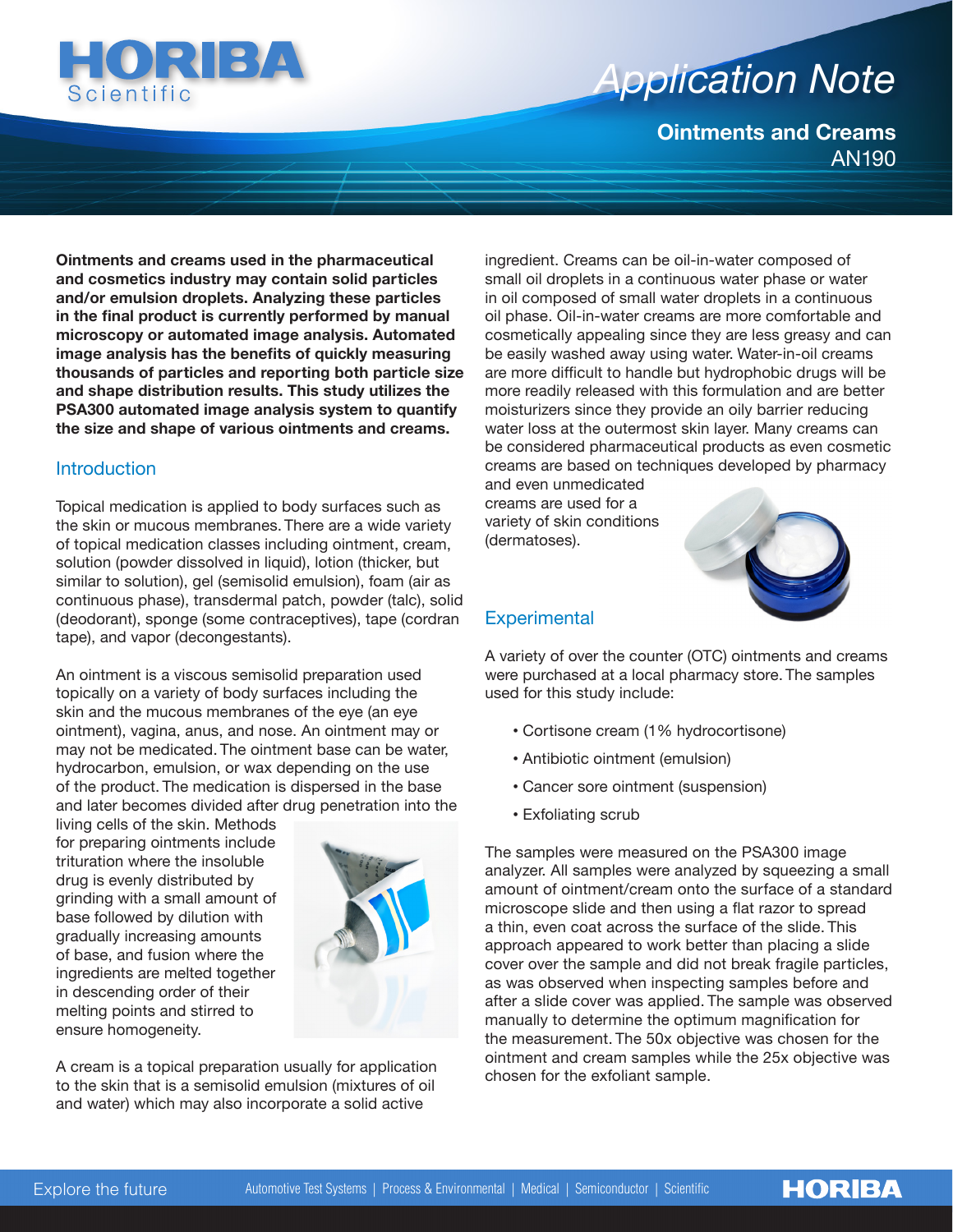# Application Note

## Ointments and Creams
AN190

**Ointments and creams used in the pharmaceutical and cosmetics industry may contain solid particles and/or emulsion droplets. Analyzing these particles in the final product is currently performed by manual microscopy or automated image analysis. Automated image analysis has the benefits of quickly measuring thousands of particles and reporting both particle size and shape distribution results. This study utilizes the PSA300 automated image analysis system to quantify the size and shape of various ointments and creams.**

## Introduction

Topical medication is applied to body surfaces such as the skin or mucous membranes. There are a wide variety of topical medication classes including ointment, cream, solution (powder dissolved in liquid), lotion (thicker, but similar to solution), gel (semisolid emulsion), foam (air as continuous phase), transdermal patch, powder (talc), solid (deodorant), sponge (some contraceptives), tape (cordran tape), and vapor (decongestants).

An ointment is a viscous semisolid preparation used topically on a variety of body surfaces including the skin and the mucous membranes of the eye (an eye ointment), vagina, anus, and nose. An ointment may or may not be medicated. The ointment base can be water, hydrocarbon, emulsion, or wax depending on the use of the product. The medication is dispersed in the base and later becomes divided after drug penetration into the living cells of the skin. Methods for preparing ointments include trituration where the insoluble drug is evenly distributed by grinding with a small amount of base followed by dilution with gradually increasing amounts of base, and fusion where the ingredients are melted together in descending order of their melting points and stirred to ensure homogeneity.

A cream is a topical preparation usually for application to the skin that is a semisolid emulsion (mixtures of oil and water) which may also incorporate a solid active ingredient. Creams can be oil-in-water composed of small oil droplets in a continuous water phase or water in oil composed of small water droplets in a continuous oil phase. Oil-in-water creams are more comfortable and cosmetically appealing since they are less greasy and can be easily washed away using water. Water-in-oil creams are more difficult to handle but hydrophobic drugs will be more readily released with this formulation and are better moisturizers since they provide an oily barrier reducing water loss at the outermost skin layer. Many creams can be considered pharmaceutical products as even cosmetic creams are based on techniques developed by pharmacy and even unmedicated creams are used for a variety of skin conditions (dermatoses).

## Experimental

A variety of over the counter (OTC) ointments and creams were purchased at a local pharmacy store. The samples used for this study include:

- Cortisone cream (1% hydrocortisone)
- Antibiotic ointment (emulsion)
- Cancer sore ointment (suspension)
- Exfoliating scrub

The samples were measured on the PSA300 image analyzer. All samples were analyzed by squeezing a small amount of ointment/cream onto the surface of a standard microscope slide and then using a flat razor to spread a thin, even coat across the surface of the slide. This approach appeared to work better than placing a slide cover over the sample and did not break fragile particles, as was observed when inspecting samples before and after a slide cover was applied. The sample was observed manually to determine the optimum magnification for the measurement. The 50x objective was chosen for the ointment and cream samples while the 25x objective was chosen for the exfoliant sample.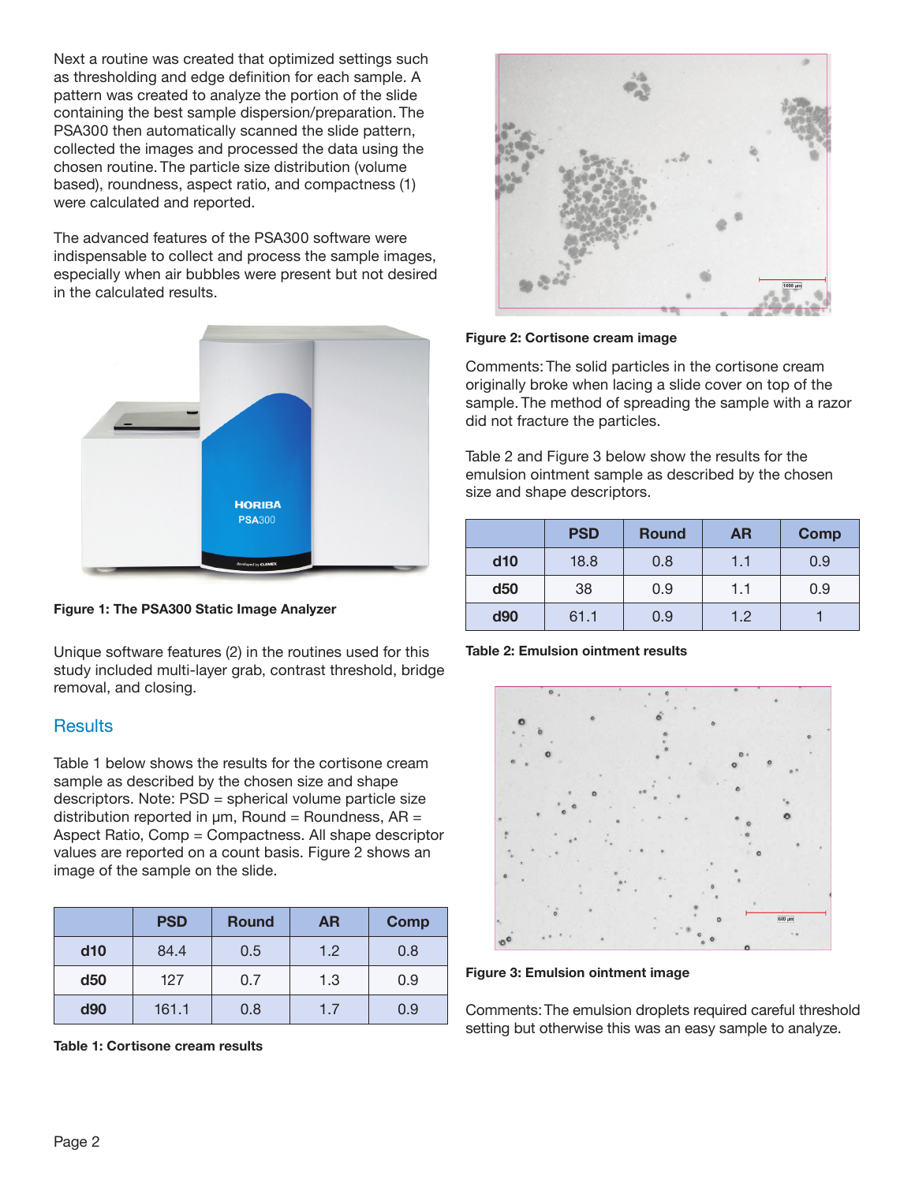Next a routine was created that optimized settings such as thresholding and edge definition for each sample. A pattern was created to analyze the portion of the slide containing the best sample dispersion/preparation. The PSA300 then automatically scanned the slide pattern, collected the images and processed the data using the chosen routine. The particle size distribution (volume based), roundness, aspect ratio, and compactness (1) were calculated and reported.

The advanced features of the PSA300 software were indispensable to collect and process the sample images, especially when air bubbles were present but not desired in the calculated results.

**Figure 1: The PSA300 Static Image Analyzer**

Unique software features (2) in the routines used for this study included multi-layer grab, contrast threshold, bridge removal, and closing.

## Results

Table 1 below shows the results for the cortisone cream sample as described by the chosen size and shape descriptors. Note: PSD = spherical volume particle size distribution reported in µm, Round = Roundness, AR = Aspect Ratio, Comp = Compactness. All shape descriptor values are reported on a count basis. Figure 2 shows an image of the sample on the slide.

| | PSD | Round | AR | Comp |
|---|---|---|---|---|
| **d10** | 84.4 | 0.5 | 1.2 | 0.8 |
| **d50** | 127 | 0.7 | 1.3 | 0.9 |
| **d90** | 161.1 | 0.8 | 1.7 | 0.9 |

**Table 1: Cortisone cream results**

**Figure 2: Cortisone cream image**

Comments: The solid particles in the cortisone cream originally broke when lacing a slide cover on top of the sample. The method of spreading the sample with a razor did not fracture the particles.

Table 2 and Figure 3 below show the results for the emulsion ointment sample as described by the chosen size and shape descriptors.

| | PSD | Round | AR | Comp |
|---|---|---|---|---|
| **d10** | 18.8 | 0.8 | 1.1 | 0.9 |
| **d50** | 38 | 0.9 | 1.1 | 0.9 |
| **d90** | 61.1 | 0.9 | 1.2 | 1 |

**Table 2: Emulsion ointment results**

**Figure 3: Emulsion ointment image**

Comments: The emulsion droplets required careful threshold setting but otherwise this was an easy sample to analyze.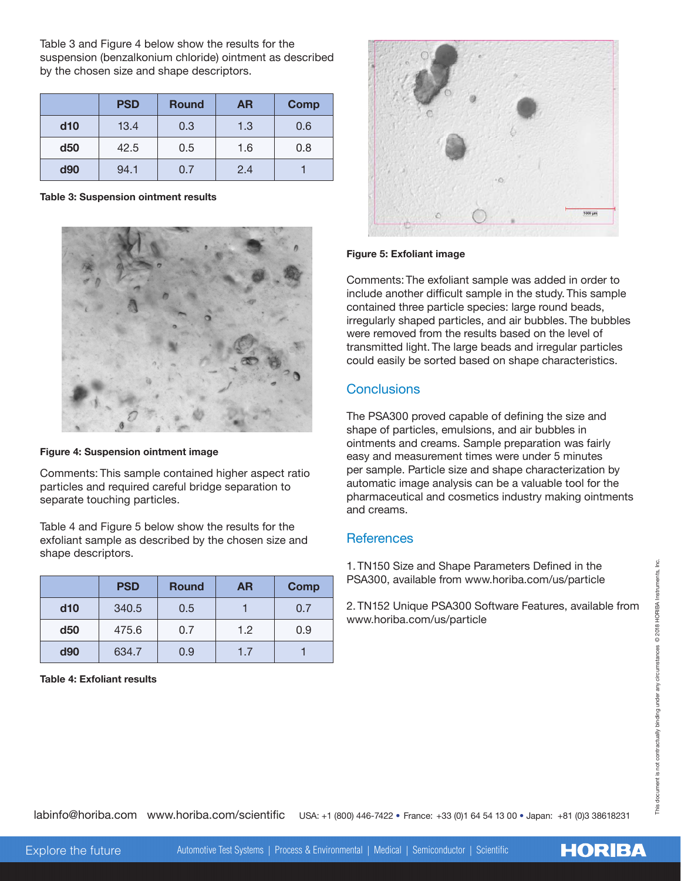Table 3 and Figure 4 below show the results for the suspension (benzalkonium chloride) ointment as described by the chosen size and shape descriptors.

| | PSD | Round | AR | Comp |
|---|---|---|---|---|
| **d10** | 13.4 | 0.3 | 1.3 | 0.6 |
| **d50** | 42.5 | 0.5 | 1.6 | 0.8 |
| **d90** | 94.1 | 0.7 | 2.4 | 1 |

**Table 3: Suspension ointment results**

**Figure 4: Suspension ointment image**

Comments: This sample contained higher aspect ratio particles and required careful bridge separation to separate touching particles.

Table 4 and Figure 5 below show the results for the exfoliant sample as described by the chosen size and shape descriptors.

| | PSD | Round | AR | Comp |
|---|---|---|---|---|
| **d10** | 340.5 | 0.5 | 1 | 0.7 |
| **d50** | 475.6 | 0.7 | 1.2 | 0.9 |
| **d90** | 634.7 | 0.9 | 1.7 | 1 |

**Table 4: Exfoliant results**

**Figure 5: Exfoliant image**

Comments: The exfoliant sample was added in order to include another difficult sample in the study. This sample contained three particle species: large round beads, irregularly shaped particles, and air bubbles. The bubbles were removed from the results based on the level of transmitted light. The large beads and irregular particles could easily be sorted based on shape characteristics.

## Conclusions

The PSA300 proved capable of defining the size and shape of particles, emulsions, and air bubbles in ointments and creams. Sample preparation was fairly easy and measurement times were under 5 minutes per sample. Particle size and shape characterization by automatic image analysis can be a valuable tool for the pharmaceutical and cosmetics industry making ointments and creams.

## References

1. TN150 Size and Shape Parameters Defined in the PSA300, available from www.horiba.com/us/particle

2. TN152 Unique PSA300 Software Features, available from www.horiba.com/us/particle